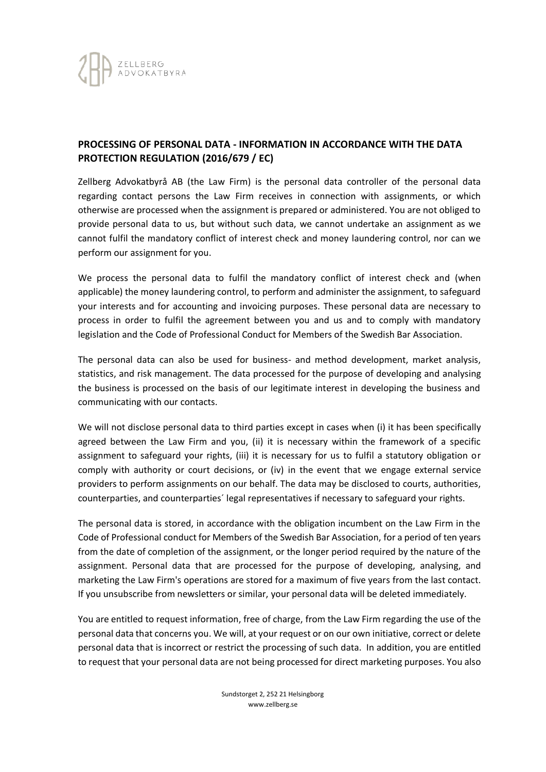## PROCESSING OF PERSONAL DATA - INFORMATION IN ACCORDANCE WITH THE DATA PROTECTION REGULATION (2016/679 / EC)

Zellberg Advokatbyrå AB (the Law Firm) is the personal data controller of the personal data regarding contact persons the Law Firm receives in connection with assignments, or which otherwise are processed when the assignment is prepared or administered. You are not obliged to provide personal data to us, but without such data, we cannot undertake an assignment as we cannot fulfil the mandatory conflict of interest check and money laundering control, nor can we perform our assignment for you.

We process the personal data to fulfil the mandatory conflict of interest check and (when applicable) the money laundering control, to perform and administer the assignment, to safeguard your interests and for accounting and invoicing purposes. These personal data are necessary to process in order to fulfil the agreement between you and us and to comply with mandatory legislation and the Code of Professional Conduct for Members of the Swedish Bar Association.

The personal data can also be used for business- and method development, market analysis, statistics, and risk management. The data processed for the purpose of developing and analysing the business is processed on the basis of our legitimate interest in developing the business and communicating with our contacts.

We will not disclose personal data to third parties except in cases when (i) it has been specifically agreed between the Law Firm and you, (ii) it is necessary within the framework of a specific assignment to safeguard your rights, (iii) it is necessary for us to fulfil a statutory obligation or comply with authority or court decisions, or (iv) in the event that we engage external service providers to perform assignments on our behalf. The data may be disclosed to courts, authorities, counterparties, and counterparties´ legal representatives if necessary to safeguard your rights.

The personal data is stored, in accordance with the obligation incumbent on the Law Firm in the Code of Professional conduct for Members of the Swedish Bar Association, for a period of ten years from the date of completion of the assignment, or the longer period required by the nature of the assignment. Personal data that are processed for the purpose of developing, analysing, and marketing the Law Firm's operations are stored for a maximum of five years from the last contact. If you unsubscribe from newsletters or similar, your personal data will be deleted immediately.

You are entitled to request information, free of charge, from the Law Firm regarding the use of the personal data that concerns you. We will, at your request or on our own initiative, correct or delete personal data that is incorrect or restrict the processing of such data. In addition, you are entitled to request that your personal data are not being processed for direct marketing purposes. You also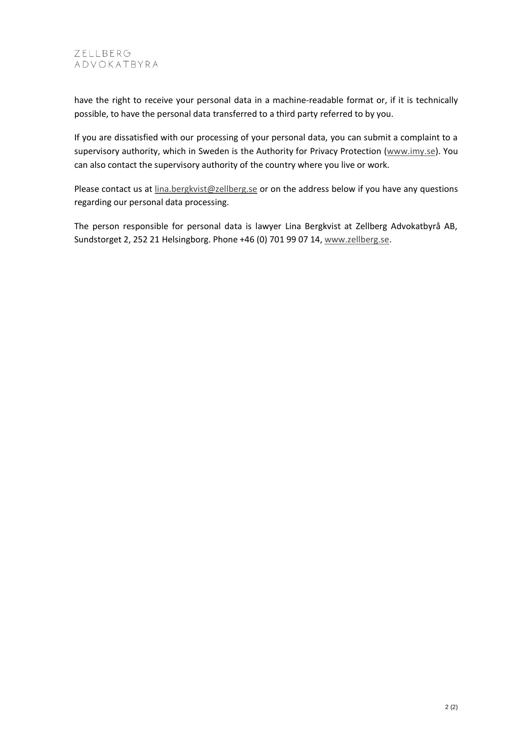have the right to receive your personal data in a machine-readable format or, if it is technically possible, to have the personal data transferred to a third party referred to by you.

If you are dissatisfied with our processing of your personal data, you can submit a complaint to a supervisory authority, which in Sweden is the Authority for Privacy Protection (www.imy.se). You can also contact the supervisory authority of the country where you live or work.

Please contact us at lina.bergkvist@zellberg.se or on the address below if you have any questions regarding our personal data processing.

The person responsible for personal data is lawyer Lina Bergkvist at Zellberg Advokatbyrå AB, Sundstorget 2, 252 21 Helsingborg. Phone +46 (0) 701 99 07 14, www.zellberg.se.